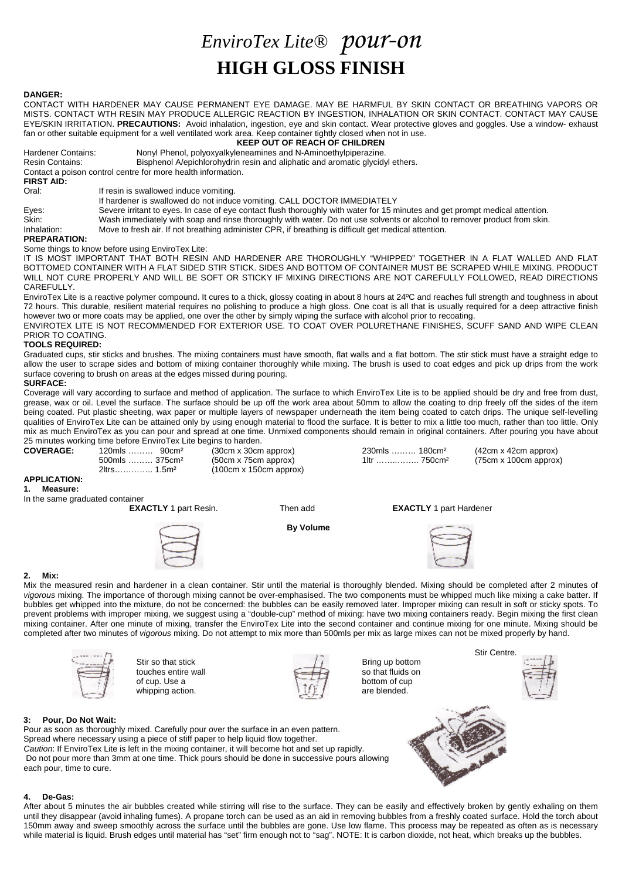# *EnviroTex Lite®* *pour-on*
# HIGH GLOSS FINISH

**DANGER:**
CONTACT WITH HARDENER MAY CAUSE PERMANENT EYE DAMAGE. MAY BE HARMFUL BY SKIN CONTACT OR BREATHING VAPORS OR MISTS. CONTACT WTH RESIN MAY PRODUCE ALLERGIC REACTION BY INGESTION, INHALATION OR SKIN CONTACT. CONTACT MAY CAUSE EYE/SKIN IRRITATION. **PRECAUTIONS:** Avoid inhalation, ingestion, eye and skin contact. Wear protective gloves and goggles. Use a window- exhaust fan or other suitable equipment for a well ventilated work area. Keep container tightly closed when not in use.

**KEEP OUT OF REACH OF CHILDREN**

Hardener Contains: Nonyl Phenol, polyoxyalkyleneamines and N-Aminoethylpiperazine.
Resin Contains: Bisphenol A/epichlorohydrin resin and aliphatic and aromatic glycidyl ethers.
Contact a poison control centre for more health information.

**FIRST AID:**
Oral: If resin is swallowed induce vomiting.
If hardener is swallowed do not induce vomiting. CALL DOCTOR IMMEDIATELY
Eyes: Severe irritant to eyes. In case of eye contact flush thoroughly with water for 15 minutes and get prompt medical attention.
Skin: Wash immediately with soap and rinse thoroughly with water. Do not use solvents or alcohol to remover product from skin.
Inhalation: Move to fresh air. If not breathing administer CPR, if breathing is difficult get medical attention.

**PREPARATION:**
Some things to know before using EnviroTex Lite:
IT IS MOST IMPORTANT THAT BOTH RESIN AND HARDENER ARE THOROUGHLY "WHIPPED" TOGETHER IN A FLAT WALLED AND FLAT BOTTOMED CONTAINER WITH A FLAT SIDED STIR STICK. SIDES AND BOTTOM OF CONTAINER MUST BE SCRAPED WHILE MIXING. PRODUCT WILL NOT CURE PROPERLY AND WILL BE SOFT OR STICKY IF MIXING DIRECTIONS ARE NOT CAREFULLY FOLLOWED, READ DIRECTIONS CAREFULLY.

EnviroTex Lite is a reactive polymer compound. It cures to a thick, glossy coating in about 8 hours at 24ºC and reaches full strength and toughness in about 72 hours. This durable, resilient material requires no polishing to produce a high gloss. One coat is all that is usually required for a deep attractive finish however two or more coats may be applied, one over the other by simply wiping the surface with alcohol prior to recoating.

ENVIROTEX LITE IS NOT RECOMMENDED FOR EXTERIOR USE. TO COAT OVER POLURETHANE FINISHES, SCUFF SAND AND WIPE CLEAN PRIOR TO COATING.

**TOOLS REQUIRED:**
Graduated cups, stir sticks and brushes. The mixing containers must have smooth, flat walls and a flat bottom. The stir stick must have a straight edge to allow the user to scrape sides and bottom of mixing container thoroughly while mixing. The brush is used to coat edges and pick up drips from the work surface covering to brush on areas at the edges missed during pouring.

**SURFACE:**
Coverage will vary according to surface and method of application. The surface to which EnviroTex Lite is to be applied should be dry and free from dust, grease, wax or oil. Level the surface. The surface should be up off the work area about 50mm to allow the coating to drip freely off the sides of the item being coated. Put plastic sheeting, wax paper or multiple layers of newspaper underneath the item being coated to catch drips. The unique self-levelling qualities of EnviroTex Lite can be attained only by using enough material to flood the surface. It is better to mix a little too much, rather than too little. Only mix as much EnviroTex as you can pour and spread at one time. Unmixed components should remain in original containers. After pouring you have about 25 minutes working time before EnviroTex Lite begins to harden.

**COVERAGE:**

| Amount | Area | Approx. size | Amount | Area | Approx. size |
|---|---|---|---|---|---|
| 120mls | 90cm² | (30cm x 30cm approx) | 230mls | 180cm² | (42cm x 42cm approx) |
| 500mls | 375cm² | (50cm x 75cm approx) | 1ltr | 750cm² | (75cm x 100cm approx) |
| 2ltrs | 1.5m² | (100cm x 150cm approx) | | | |

**APPLICATION:**

**1. Measure:**
In the same graduated container

**EXACTLY** 1 part Resin. Then add **EXACTLY** 1 part Hardener

**By Volume**

**2. Mix:**
Mix the measured resin and hardener in a clean container. Stir until the material is thoroughly blended. Mixing should be completed after 2 minutes of *vigorous* mixing. The importance of thorough mixing cannot be over-emphasised. The two components must be whipped much like mixing a cake batter. If bubbles get whipped into the mixture, do not be concerned: the bubbles can be easily removed later. Improper mixing can result in soft or sticky spots. To prevent problems with improper mixing, we suggest using a "double-cup" method of mixing: have two mixing containers ready. Begin mixing the first clean mixing container. After one minute of mixing, transfer the EnviroTex Lite into the second container and continue mixing for one minute. Mixing should be completed after two minutes of *vigorous* mixing. Do not attempt to mix more than 500mls per mix as large mixes can not be mixed properly by hand.

Stir so that stick touches entire wall of cup. Use a whipping action.

Bring up bottom so that fluids on bottom of cup are blended.

Stir Centre.

**3: Pour, Do Not Wait:**
Pour as soon as thoroughly mixed. Carefully pour over the surface in an even pattern.
Spread where necessary using a piece of stiff paper to help liquid flow together.
*Caution*: If EnviroTex Lite is left in the mixing container, it will become hot and set up rapidly.
Do not pour more than 3mm at one time. Thick pours should be done in successive pours allowing each pour, time to cure.

**4. De-Gas:**
After about 5 minutes the air bubbles created while stirring will rise to the surface. They can be easily and effectively broken by gently exhaling on them until they disappear (avoid inhaling fumes). A propane torch can be used as an aid in removing bubbles from a freshly coated surface. Hold the torch about 150mm away and sweep smoothly across the surface until the bubbles are gone. Use low flame. This process may be repeated as often as is necessary while material is liquid. Brush edges until material has "set" firm enough not to "sag". NOTE: It is carbon dioxide, not heat, which breaks up the bubbles.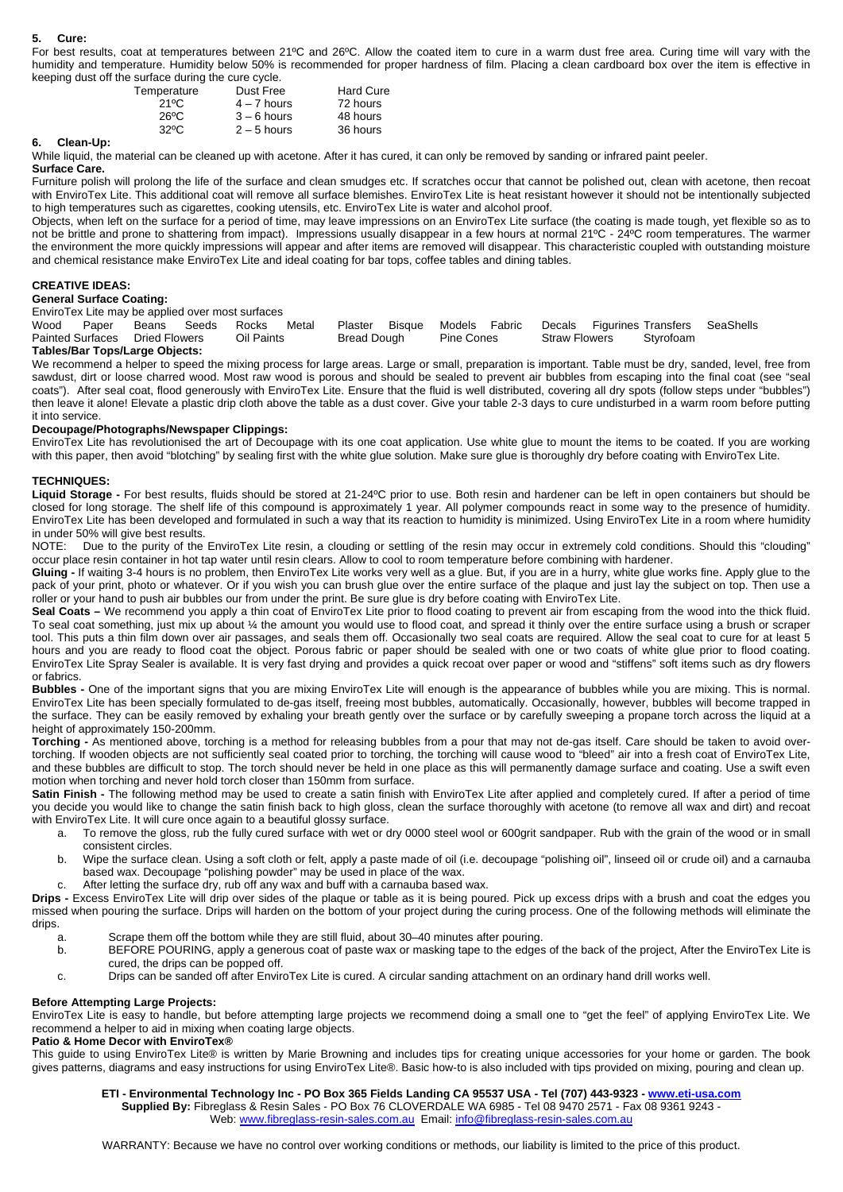## 5. Cure:

For best results, coat at temperatures between 21ºC and 26ºC. Allow the coated item to cure in a warm dust free area. Curing time will vary with the humidity and temperature. Humidity below 50% is recommended for proper hardness of film. Placing a clean cardboard box over the item is effective in keeping dust off the surface during the cure cycle.

| Temperature | Dust Free | Hard Cure |
|---|---|---|
| 21ºC | 4 – 7 hours | 72 hours |
| 26ºC | 3 – 6 hours | 48 hours |
| 32ºC | 2 – 5 hours | 36 hours |

## 6. Clean-Up:

While liquid, the material can be cleaned up with acetone. After it has cured, it can only be removed by sanding or infrared paint peeler.

**Surface Care.**

Furniture polish will prolong the life of the surface and clean smudges etc. If scratches occur that cannot be polished out, clean with acetone, then recoat with EnviroTex Lite. This additional coat will remove all surface blemishes. EnviroTex Lite is heat resistant however it should not be intentionally subjected to high temperatures such as cigarettes, cooking utensils, etc. EnviroTex Lite is water and alcohol proof.

Objects, when left on the surface for a period of time, may leave impressions on an EnviroTex Lite surface (the coating is made tough, yet flexible so as to not be brittle and prone to shattering from impact). Impressions usually disappear in a few hours at normal 21ºC - 24ºC room temperatures. The warmer the environment the more quickly impressions will appear and after items are removed will disappear. This characteristic coupled with outstanding moisture and chemical resistance make EnviroTex Lite and ideal coating for bar tops, coffee tables and dining tables.

## CREATIVE IDEAS:

**General Surface Coating:**

EnviroTex Lite may be applied over most surfaces

Wood Paper Beans Seeds Rocks Metal Plaster Bisque Models Fabric Decals Figurines Transfers SeaShells
Painted Surfaces Dried Flowers Oil Paints Bread Dough Pine Cones Straw Flowers Styrofoam

**Tables/Bar Tops/Large Objects:**

We recommend a helper to speed the mixing process for large areas. Large or small, preparation is important. Table must be dry, sanded, level, free from sawdust, dirt or loose charred wood. Most raw wood is porous and should be sealed to prevent air bubbles from escaping into the final coat (see "seal coats"). After seal coat, flood generously with EnviroTex Lite. Ensure that the fluid is well distributed, covering all dry spots (follow steps under "bubbles") then leave it alone! Elevate a plastic drip cloth above the table as a dust cover. Give your table 2-3 days to cure undisturbed in a warm room before putting it into service.

**Decoupage/Photographs/Newspaper Clippings:**

EnviroTex Lite has revolutionised the art of Decoupage with its one coat application. Use white glue to mount the items to be coated. If you are working with this paper, then avoid "blotching" by sealing first with the white glue solution. Make sure glue is thoroughly dry before coating with EnviroTex Lite.

## TECHNIQUES:

**Liquid Storage -** For best results, fluids should be stored at 21-24ºC prior to use. Both resin and hardener can be left in open containers but should be closed for long storage. The shelf life of this compound is approximately 1 year. All polymer compounds react in some way to the presence of humidity. EnviroTex Lite has been developed and formulated in such a way that its reaction to humidity is minimized. Using EnviroTex Lite in a room where humidity in under 50% will give best results.

NOTE: Due to the purity of the EnviroTex Lite resin, a clouding or settling of the resin may occur in extremely cold conditions. Should this "clouding" occur place resin container in hot tap water until resin clears. Allow to cool to room temperature before combining with hardener.

**Gluing -** If waiting 3-4 hours is no problem, then EnviroTex Lite works very well as a glue. But, if you are in a hurry, white glue works fine. Apply glue to the pack of your print, photo or whatever. Or if you wish you can brush glue over the entire surface of the plaque and just lay the subject on top. Then use a roller or your hand to push air bubbles our from under the print. Be sure glue is dry before coating with EnviroTex Lite.

**Seal Coats –** We recommend you apply a thin coat of EnviroTex Lite prior to flood coating to prevent air from escaping from the wood into the thick fluid. To seal coat something, just mix up about ¼ the amount you would use to flood coat, and spread it thinly over the entire surface using a brush or scraper tool. This puts a thin film down over air passages, and seals them off. Occasionally two seal coats are required. Allow the seal coat to cure for at least 5 hours and you are ready to flood coat the object. Porous fabric or paper should be sealed with one or two coats of white glue prior to flood coating. EnviroTex Lite Spray Sealer is available. It is very fast drying and provides a quick recoat over paper or wood and "stiffens" soft items such as dry flowers or fabrics.

**Bubbles -** One of the important signs that you are mixing EnviroTex Lite will enough is the appearance of bubbles while you are mixing. This is normal. EnviroTex Lite has been specially formulated to de-gas itself, freeing most bubbles, automatically. Occasionally, however, bubbles will become trapped in the surface. They can be easily removed by exhaling your breath gently over the surface or by carefully sweeping a propane torch across the liquid at a height of approximately 150-200mm.

**Torching -** As mentioned above, torching is a method for releasing bubbles from a pour that may not de-gas itself. Care should be taken to avoid over-torching. If wooden objects are not sufficiently seal coated prior to torching, the torching will cause wood to "bleed" air into a fresh coat of EnviroTex Lite, and these bubbles are difficult to stop. The torch should never be held in one place as this will permanently damage surface and coating. Use a swift even motion when torching and never hold torch closer than 150mm from surface.

**Satin Finish -** The following method may be used to create a satin finish with EnviroTex Lite after applied and completely cured. If after a period of time you decide you would like to change the satin finish back to high gloss, clean the surface thoroughly with acetone (to remove all wax and dirt) and recoat with EnviroTex Lite. It will cure once again to a beautiful glossy surface.

a. To remove the gloss, rub the fully cured surface with wet or dry 0000 steel wool or 600grit sandpaper. Rub with the grain of the wood or in small consistent circles.
b. Wipe the surface clean. Using a soft cloth or felt, apply a paste made of oil (i.e. decoupage "polishing oil", linseed oil or crude oil) and a carnauba based wax. Decoupage "polishing powder" may be used in place of the wax.
c. After letting the surface dry, rub off any wax and buff with a carnauba based wax.

**Drips -** Excess EnviroTex Lite will drip over sides of the plaque or table as it is being poured. Pick up excess drips with a brush and coat the edges you missed when pouring the surface. Drips will harden on the bottom of your project during the curing process. One of the following methods will eliminate the drips.

a. Scrape them off the bottom while they are still fluid, about 30–40 minutes after pouring.
b. BEFORE POURING, apply a generous coat of paste wax or masking tape to the edges of the back of the project, After the EnviroTex Lite is cured, the drips can be popped off.
c. Drips can be sanded off after EnviroTex Lite is cured. A circular sanding attachment on an ordinary hand drill works well.

**Before Attempting Large Projects:**

EnviroTex Lite is easy to handle, but before attempting large projects we recommend doing a small one to "get the feel" of applying EnviroTex Lite. We recommend a helper to aid in mixing when coating large objects.

**Patio & Home Decor with EnviroTex®**

This guide to using EnviroTex Lite® is written by Marie Browning and includes tips for creating unique accessories for your home or garden. The book gives patterns, diagrams and easy instructions for using EnviroTex Lite®. Basic how-to is also included with tips provided on mixing, pouring and clean up.

**ETI - Environmental Technology Inc - PO Box 365 Fields Landing CA 95537 USA - Tel (707) 443-9323 - www.eti-usa.com**

**Supplied By:** Fibreglass & Resin Sales - PO Box 76 CLOVERDALE WA 6985 - Tel 08 9470 2571 - Fax 08 9361 9243 - Web: www.fibreglass-resin-sales.com.au Email: info@fibreglass-resin-sales.com.au

WARRANTY: Because we have no control over working conditions or methods, our liability is limited to the price of this product.